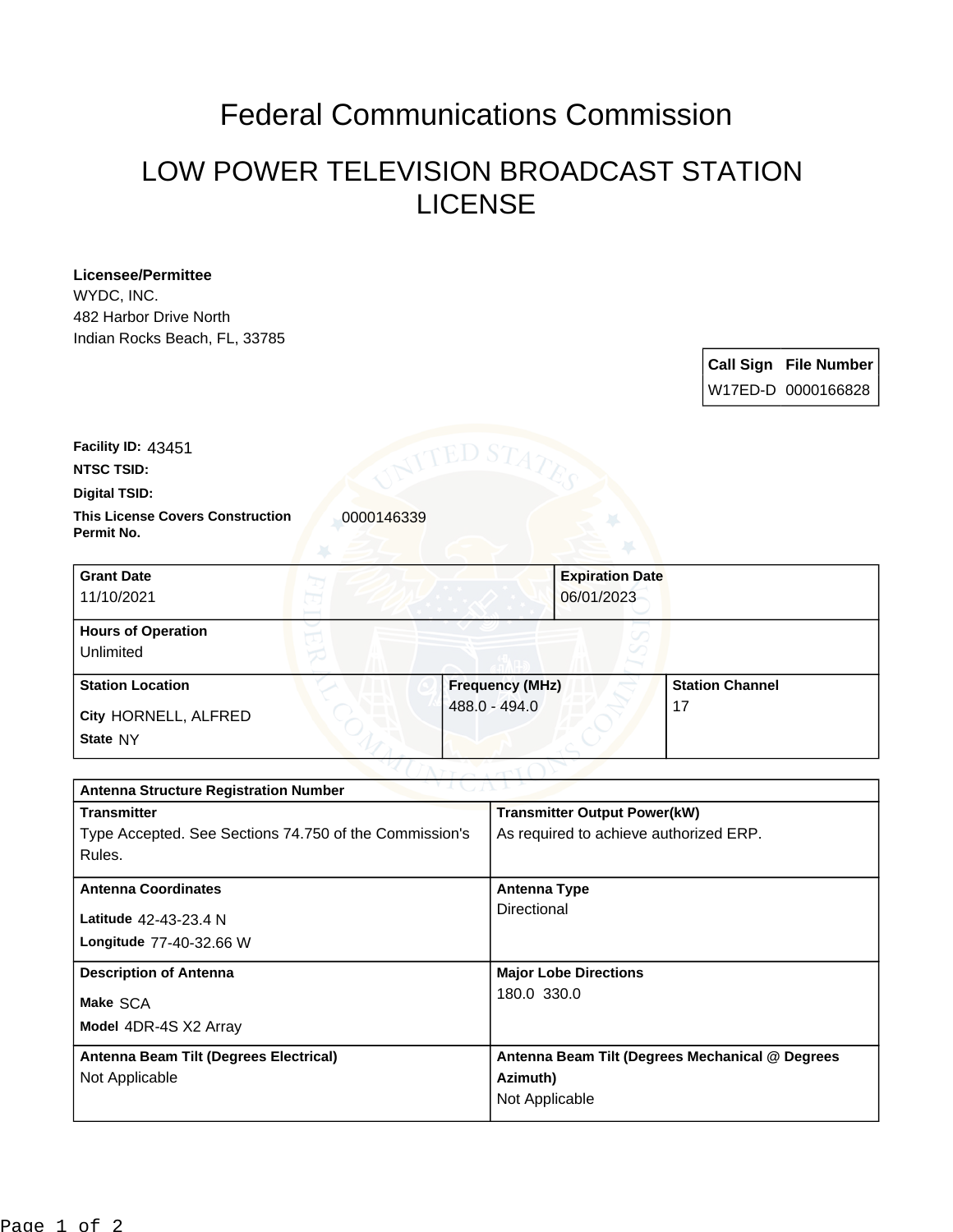# Federal Communications Commission

## LOW POWER TELEVISION BROADCAST STATION LICENSE

**Licensee/Permittee**
WYDC, INC.
482 Harbor Drive North
Indian Rocks Beach, FL, 33785

| Call Sign | File Number |
|---|---|
| W17ED-D | 0000166828 |

**Facility ID:** 43451

**NTSC TSID:**

**Digital TSID:**

**This License Covers Construction Permit No.** 0000146339

| Grant Date | Expiration Date |
|---|---|
| 11/10/2021 | 06/01/2023 |

**Hours of Operation**
Unlimited

| Station Location | Frequency (MHz) | Station Channel |
|---|---|---|
| City HORNELL, ALFRED<br>State NY | 488.0 - 494.0 | 17 |

**Antenna Structure Registration Number**

| Transmitter | Transmitter Output Power(kW) |
|---|---|
| Type Accepted. See Sections 74.750 of the Commission's Rules. | As required to achieve authorized ERP. |

| Antenna Coordinates | Antenna Type |
|---|---|
| Latitude 42-43-23.4 N<br>Longitude 77-40-32.66 W | Directional |

| Description of Antenna | Major Lobe Directions |
|---|---|
| Make SCA<br>Model 4DR-4S X2 Array | 180.0 330.0 |

| Antenna Beam Tilt (Degrees Electrical) | Antenna Beam Tilt (Degrees Mechanical @ Degrees Azimuth) |
|---|---|
| Not Applicable | Not Applicable |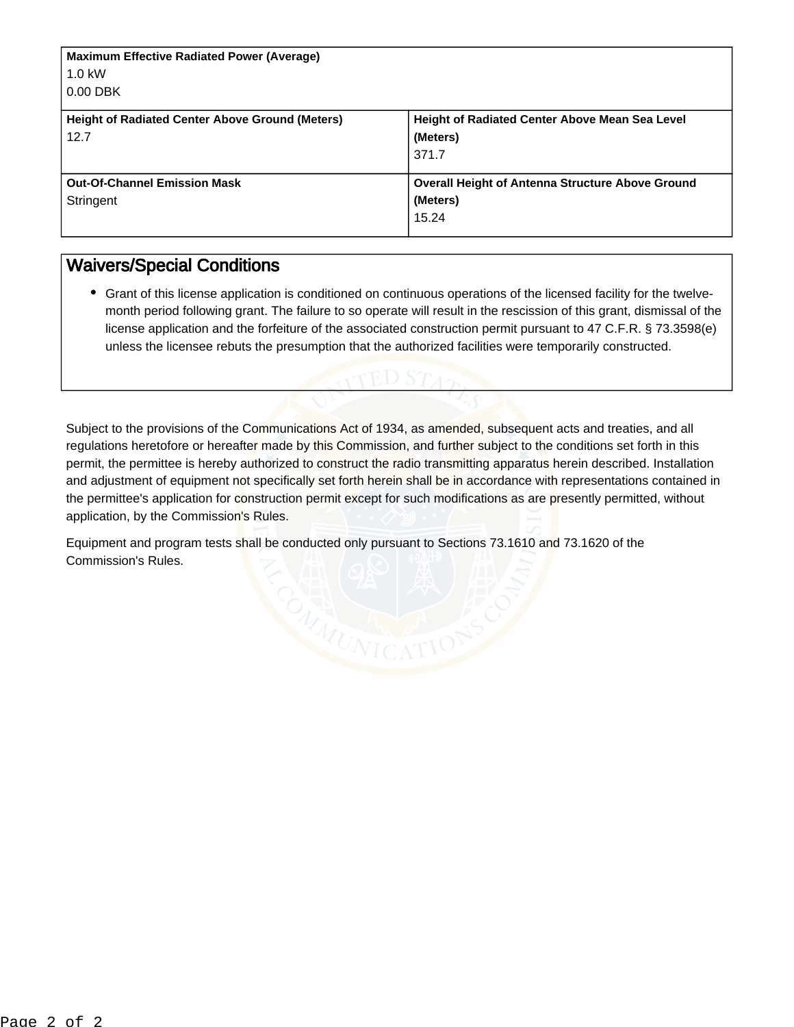| | |
|---|---|
| **Maximum Effective Radiated Power (Average)**<br>1.0 kW<br>0.00 DBK | |
| **Height of Radiated Center Above Ground (Meters)**<br>12.7 | **Height of Radiated Center Above Mean Sea Level (Meters)**<br>371.7 |
| **Out-Of-Channel Emission Mask**<br>Stringent | **Overall Height of Antenna Structure Above Ground (Meters)**<br>15.24 |

## Waivers/Special Conditions

- Grant of this license application is conditioned on continuous operations of the licensed facility for the twelve-month period following grant. The failure to so operate will result in the rescission of this grant, dismissal of the license application and the forfeiture of the associated construction permit pursuant to 47 C.F.R. § 73.3598(e) unless the licensee rebuts the presumption that the authorized facilities were temporarily constructed.

Subject to the provisions of the Communications Act of 1934, as amended, subsequent acts and treaties, and all regulations heretofore or hereafter made by this Commission, and further subject to the conditions set forth in this permit, the permittee is hereby authorized to construct the radio transmitting apparatus herein described. Installation and adjustment of equipment not specifically set forth herein shall be in accordance with representations contained in the permittee's application for construction permit except for such modifications as are presently permitted, without application, by the Commission's Rules.

Equipment and program tests shall be conducted only pursuant to Sections 73.1610 and 73.1620 of the Commission's Rules.